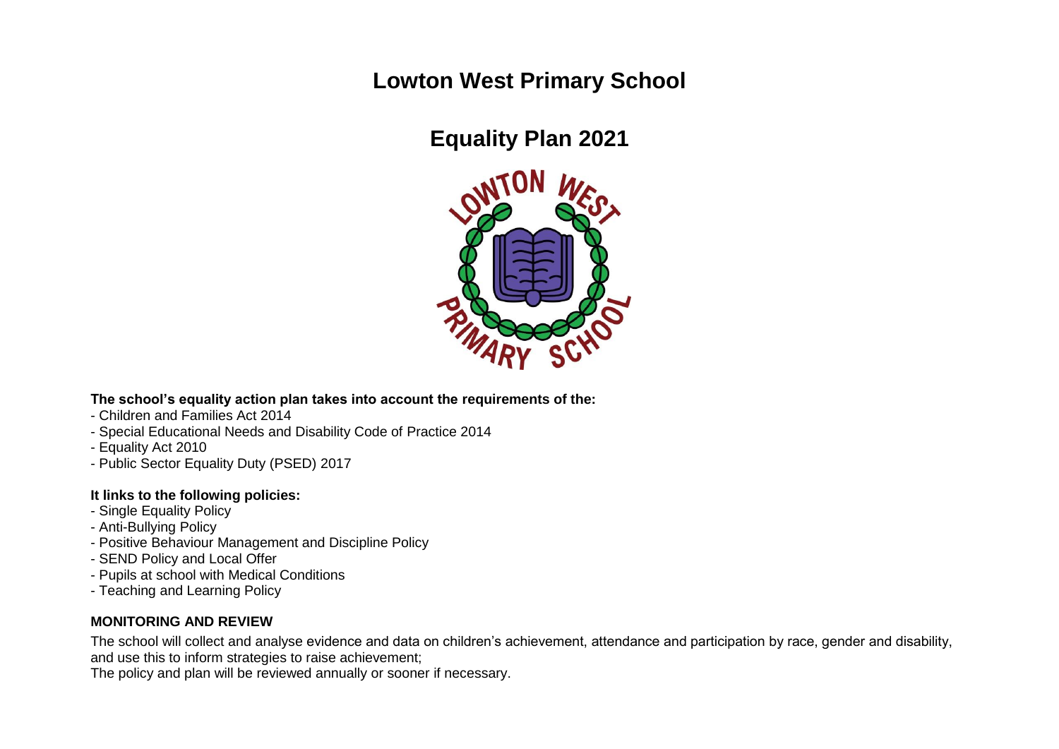# Lowton West Primary School

## Equality Plan 2021

**The school's equality action plan takes into account the requirements of the:**

- Children and Families Act 2014
- Special Educational Needs and Disability Code of Practice 2014
- Equality Act 2010
- Public Sector Equality Duty (PSED) 2017

**It links to the following policies:**

- Single Equality Policy
- Anti-Bullying Policy
- Positive Behaviour Management and Discipline Policy
- SEND Policy and Local Offer
- Pupils at school with Medical Conditions
- Teaching and Learning Policy

**MONITORING AND REVIEW**

The school will collect and analyse evidence and data on children's achievement, attendance and participation by race, gender and disability, and use this to inform strategies to raise achievement;

The policy and plan will be reviewed annually or sooner if necessary.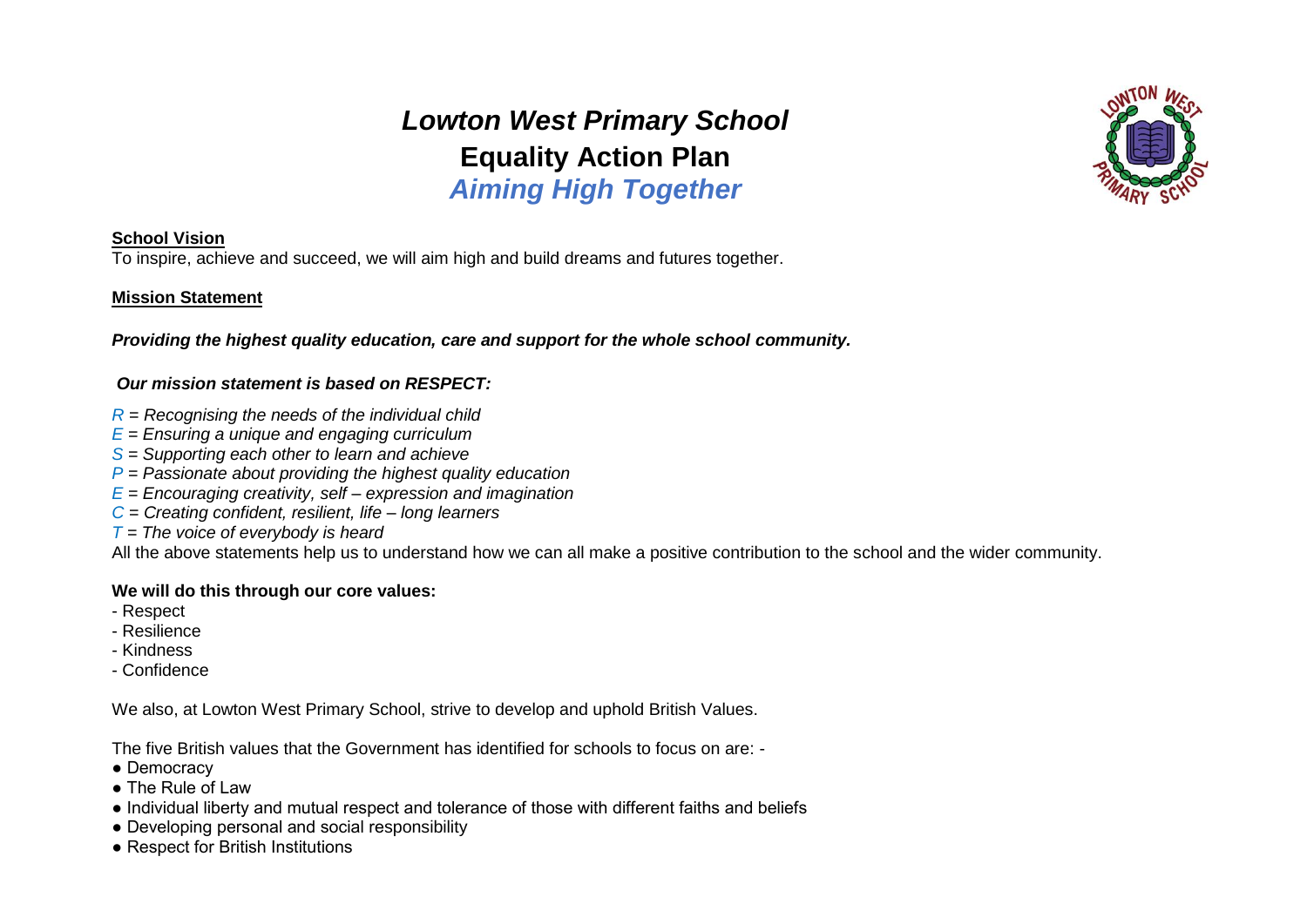# *Lowton West Primary School*
## Equality Action Plan
### *Aiming High Together*

**School Vision**

To inspire, achieve and succeed, we will aim high and build dreams and futures together.

**Mission Statement**

***Providing the highest quality education, care and support for the whole school community.***

***Our mission statement is based on RESPECT:***

*R = Recognising the needs of the individual child*
*E = Ensuring a unique and engaging curriculum*
*S = Supporting each other to learn and achieve*
*P = Passionate about providing the highest quality education*
*E = Encouraging creativity, self – expression and imagination*
*C = Creating confident, resilient, life – long learners*
*T = The voice of everybody is heard*

All the above statements help us to understand how we can all make a positive contribution to the school and the wider community.

**We will do this through our core values:**

- Respect
- Resilience
- Kindness
- Confidence

We also, at Lowton West Primary School, strive to develop and uphold British Values.

The five British values that the Government has identified for schools to focus on are: -

- Democracy
- The Rule of Law
- Individual liberty and mutual respect and tolerance of those with different faiths and beliefs
- Developing personal and social responsibility
- Respect for British Institutions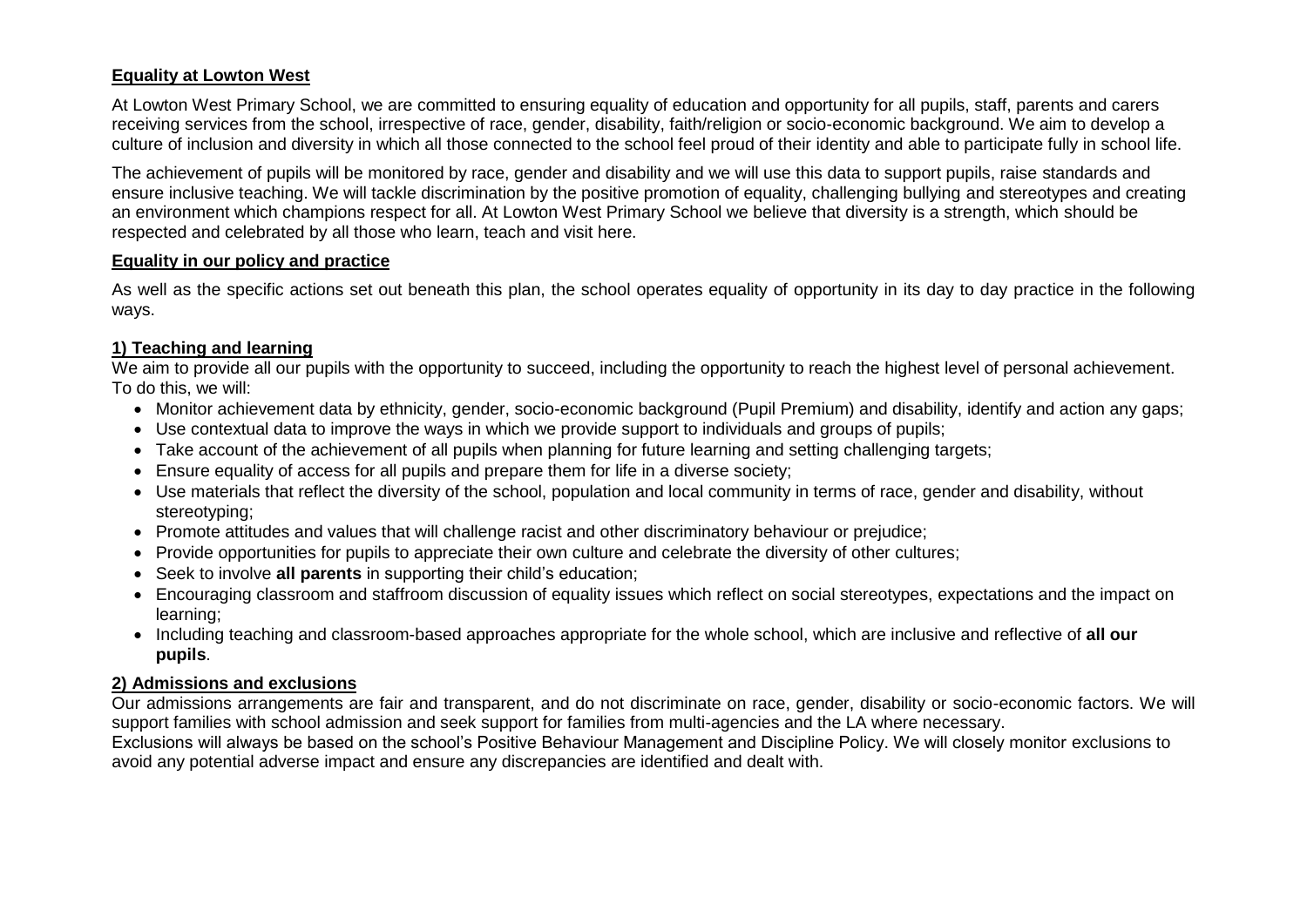## Equality at Lowton West

At Lowton West Primary School, we are committed to ensuring equality of education and opportunity for all pupils, staff, parents and carers receiving services from the school, irrespective of race, gender, disability, faith/religion or socio-economic background. We aim to develop a culture of inclusion and diversity in which all those connected to the school feel proud of their identity and able to participate fully in school life.

The achievement of pupils will be monitored by race, gender and disability and we will use this data to support pupils, raise standards and ensure inclusive teaching. We will tackle discrimination by the positive promotion of equality, challenging bullying and stereotypes and creating an environment which champions respect for all. At Lowton West Primary School we believe that diversity is a strength, which should be respected and celebrated by all those who learn, teach and visit here.

## Equality in our policy and practice

As well as the specific actions set out beneath this plan, the school operates equality of opportunity in its day to day practice in the following ways.

### 1) Teaching and learning

We aim to provide all our pupils with the opportunity to succeed, including the opportunity to reach the highest level of personal achievement. To do this, we will:

- Monitor achievement data by ethnicity, gender, socio-economic background (Pupil Premium) and disability, identify and action any gaps;
- Use contextual data to improve the ways in which we provide support to individuals and groups of pupils;
- Take account of the achievement of all pupils when planning for future learning and setting challenging targets;
- Ensure equality of access for all pupils and prepare them for life in a diverse society;
- Use materials that reflect the diversity of the school, population and local community in terms of race, gender and disability, without stereotyping;
- Promote attitudes and values that will challenge racist and other discriminatory behaviour or prejudice;
- Provide opportunities for pupils to appreciate their own culture and celebrate the diversity of other cultures;
- Seek to involve **all parents** in supporting their child's education;
- Encouraging classroom and staffroom discussion of equality issues which reflect on social stereotypes, expectations and the impact on learning;
- Including teaching and classroom-based approaches appropriate for the whole school, which are inclusive and reflective of **all our pupils**.

### 2) Admissions and exclusions

Our admissions arrangements are fair and transparent, and do not discriminate on race, gender, disability or socio-economic factors. We will support families with school admission and seek support for families from multi-agencies and the LA where necessary.

Exclusions will always be based on the school's Positive Behaviour Management and Discipline Policy. We will closely monitor exclusions to avoid any potential adverse impact and ensure any discrepancies are identified and dealt with.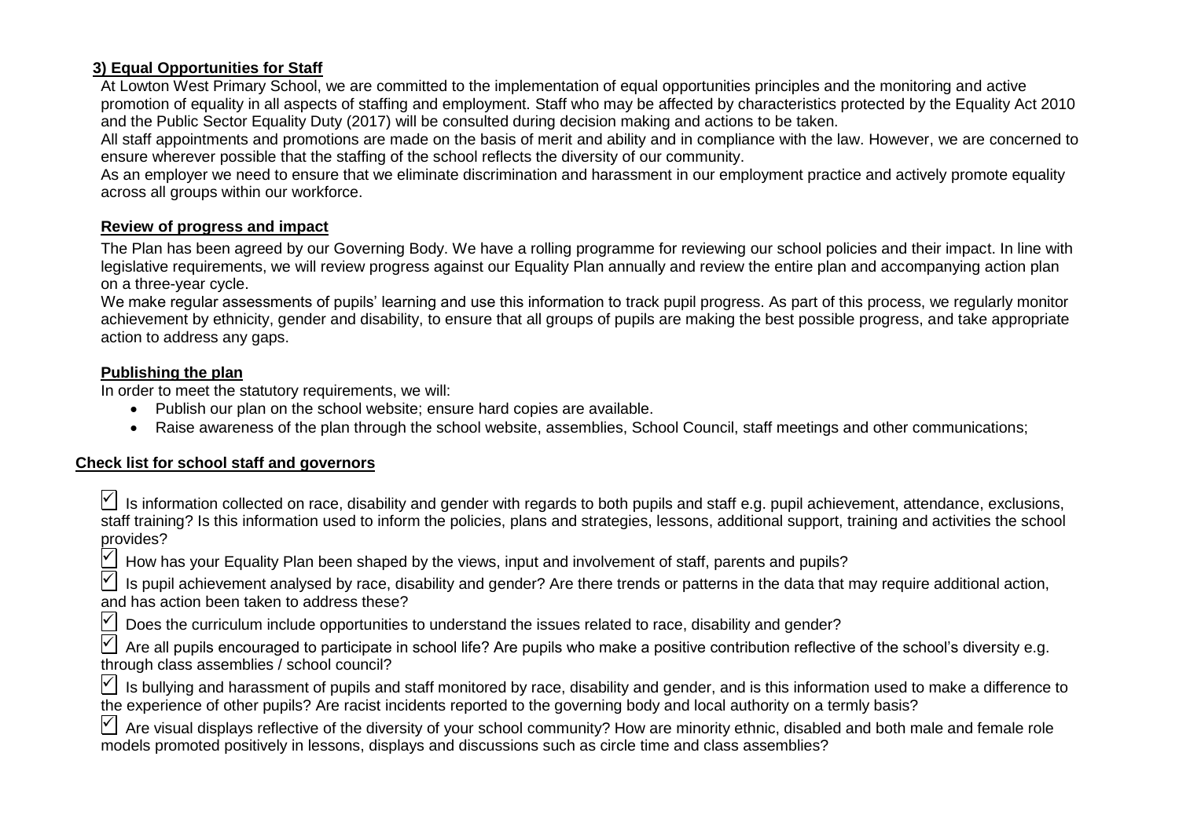### 3) Equal Opportunities for Staff

At Lowton West Primary School, we are committed to the implementation of equal opportunities principles and the monitoring and active promotion of equality in all aspects of staffing and employment. Staff who may be affected by characteristics protected by the Equality Act 2010 and the Public Sector Equality Duty (2017) will be consulted during decision making and actions to be taken.

All staff appointments and promotions are made on the basis of merit and ability and in compliance with the law. However, we are concerned to ensure wherever possible that the staffing of the school reflects the diversity of our community.

As an employer we need to ensure that we eliminate discrimination and harassment in our employment practice and actively promote equality across all groups within our workforce.

### Review of progress and impact

The Plan has been agreed by our Governing Body. We have a rolling programme for reviewing our school policies and their impact. In line with legislative requirements, we will review progress against our Equality Plan annually and review the entire plan and accompanying action plan on a three-year cycle.

We make regular assessments of pupils' learning and use this information to track pupil progress. As part of this process, we regularly monitor achievement by ethnicity, gender and disability, to ensure that all groups of pupils are making the best possible progress, and take appropriate action to address any gaps.

### Publishing the plan

In order to meet the statutory requirements, we will:

- Publish our plan on the school website; ensure hard copies are available.
- Raise awareness of the plan through the school website, assemblies, School Council, staff meetings and other communications;

### Check list for school staff and governors

☑ Is information collected on race, disability and gender with regards to both pupils and staff e.g. pupil achievement, attendance, exclusions, staff training? Is this information used to inform the policies, plans and strategies, lessons, additional support, training and activities the school provides?

☑ How has your Equality Plan been shaped by the views, input and involvement of staff, parents and pupils?

☑ Is pupil achievement analysed by race, disability and gender? Are there trends or patterns in the data that may require additional action, and has action been taken to address these?

☑ Does the curriculum include opportunities to understand the issues related to race, disability and gender?

☑ Are all pupils encouraged to participate in school life? Are pupils who make a positive contribution reflective of the school's diversity e.g. through class assemblies / school council?

☑ Is bullying and harassment of pupils and staff monitored by race, disability and gender, and is this information used to make a difference to the experience of other pupils? Are racist incidents reported to the governing body and local authority on a termly basis?

☑ Are visual displays reflective of the diversity of your school community? How are minority ethnic, disabled and both male and female role models promoted positively in lessons, displays and discussions such as circle time and class assemblies?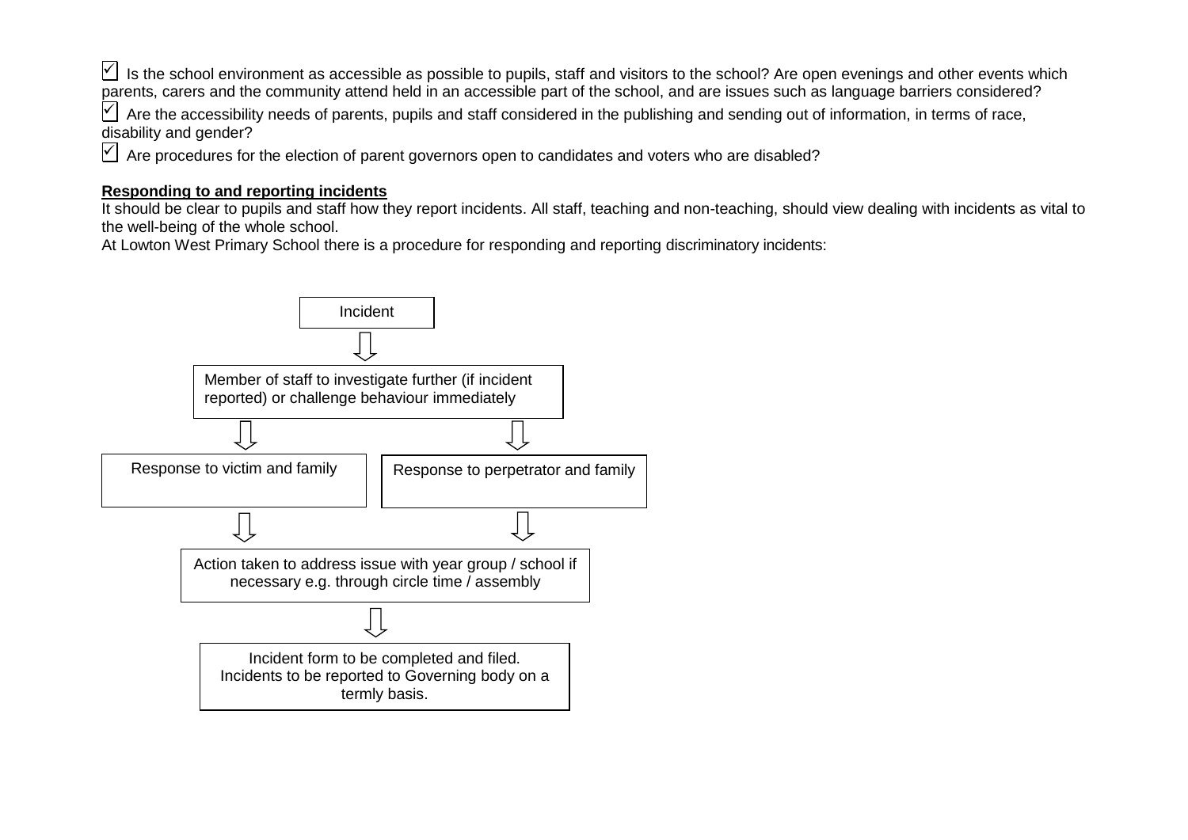- ☑ Is the school environment as accessible as possible to pupils, staff and visitors to the school? Are open evenings and other events which parents, carers and the community attend held in an accessible part of the school, and are issues such as language barriers considered?
- ☑ Are the accessibility needs of parents, pupils and staff considered in the publishing and sending out of information, in terms of race, disability and gender?
- ☑ Are procedures for the election of parent governors open to candidates and voters who are disabled?

**Responding to and reporting incidents**

It should be clear to pupils and staff how they report incidents. All staff, teaching and non-teaching, should view dealing with incidents as vital to the well-being of the whole school.

At Lowton West Primary School there is a procedure for responding and reporting discriminatory incidents:

Incident

⇩

Member of staff to investigate further (if incident reported) or challenge behaviour immediately

⇩ ⇩

Response to victim and family | Response to perpetrator and family

⇩ ⇩

Action taken to address issue with year group / school if necessary e.g. through circle time / assembly

⇩

Incident form to be completed and filed. Incidents to be reported to Governing body on a termly basis.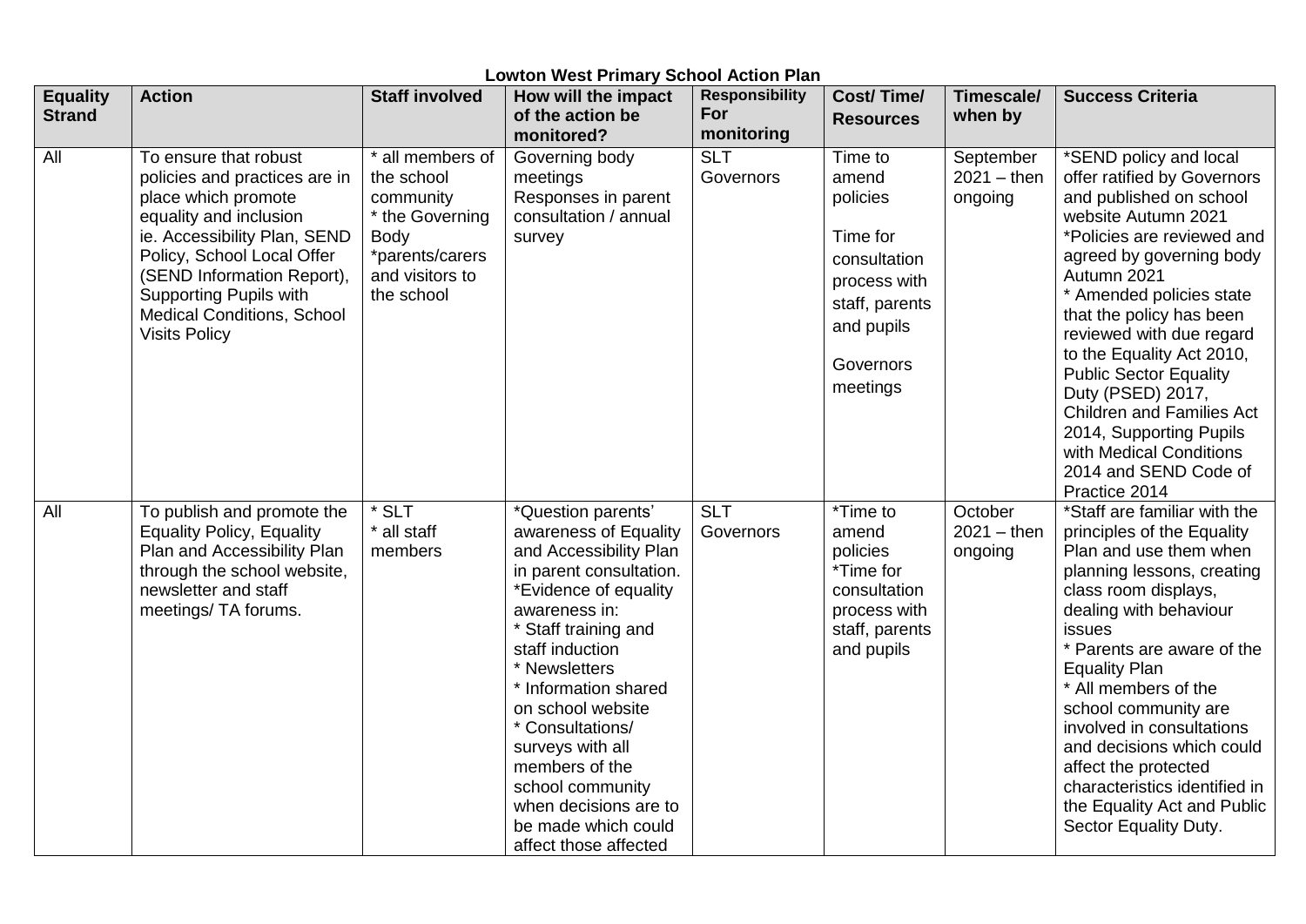**Lowton West Primary School Action Plan**

| Equality Strand | Action | Staff involved | How will the impact of the action be monitored? | Responsibility For monitoring | Cost/ Time/ Resources | Timescale/ when by | Success Criteria |
|---|---|---|---|---|---|---|---|
| All | To ensure that robust policies and practices are in place which promote equality and inclusion ie. Accessibility Plan, SEND Policy, School Local Offer (SEND Information Report), Supporting Pupils with Medical Conditions, School Visits Policy | * all members of the school community<br>* the Governing Body<br>*parents/carers and visitors to the school | Governing body meetings<br>Responses in parent consultation / annual survey | SLT<br>Governors | Time to amend policies<br><br>Time for consultation process with staff, parents and pupils<br><br>Governors meetings | September 2021 – then ongoing | *SEND policy and local offer ratified by Governors and published on school website Autumn 2021<br>*Policies are reviewed and agreed by governing body Autumn 2021<br>* Amended policies state that the policy has been reviewed with due regard to the Equality Act 2010, Public Sector Equality Duty (PSED) 2017, Children and Families Act 2014, Supporting Pupils with Medical Conditions 2014 and SEND Code of Practice 2014 |
| All | To publish and promote the Equality Policy, Equality Plan and Accessibility Plan through the school website, newsletter and staff meetings/ TA forums. | * SLT<br>* all staff members | *Question parents' awareness of Equality and Accessibility Plan in parent consultation.<br>*Evidence of equality awareness in:<br>* Staff training and staff induction<br>* Newsletters<br>* Information shared on school website<br>* Consultations/ surveys with all members of the school community when decisions are to be made which could affect those affected | SLT<br>Governors | *Time to amend policies<br>*Time for consultation process with staff, parents and pupils | October 2021 – then ongoing | *Staff are familiar with the principles of the Equality Plan and use them when planning lessons, creating class room displays, dealing with behaviour issues<br>* Parents are aware of the Equality Plan<br>* All members of the school community are involved in consultations and decisions which could affect the protected characteristics identified in the Equality Act and Public Sector Equality Duty. |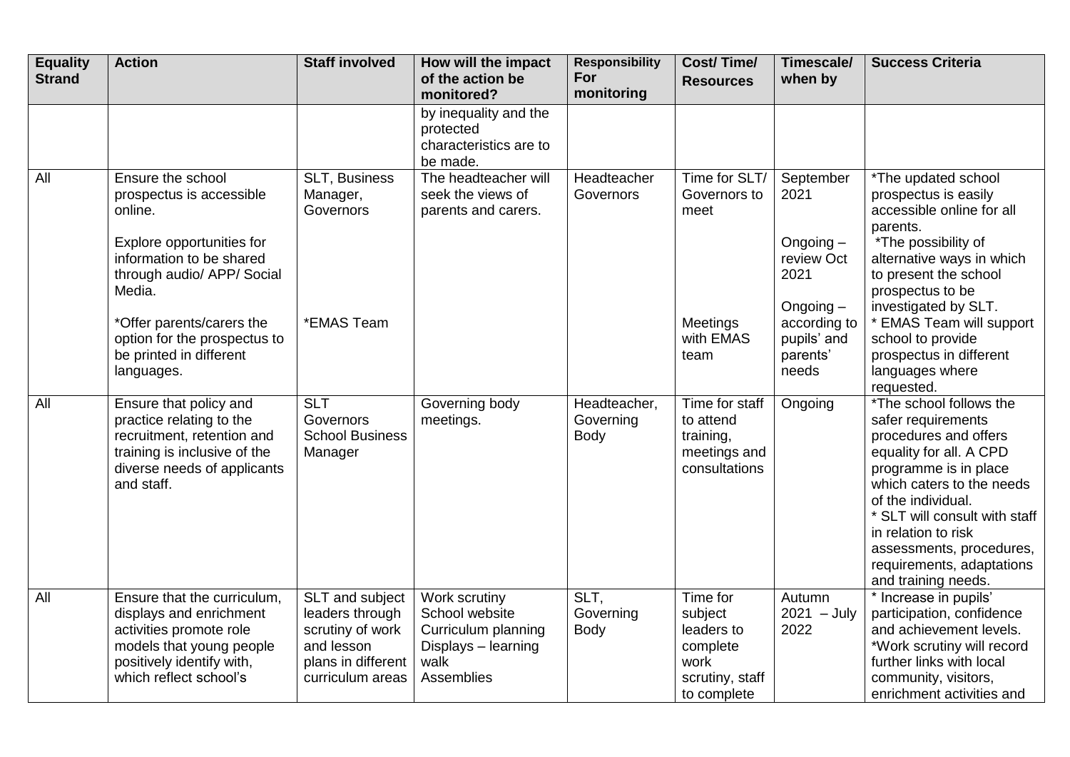| Equality Strand | Action | Staff involved | How will the impact of the action be monitored? | Responsibility For monitoring | Cost/ Time/ Resources | Timescale/ when by | Success Criteria |
|---|---|---|---|---|---|---|---|
| | | | by inequality and the protected characteristics are to be made. | | | | |
| All | Ensure the school prospectus is accessible online.<br><br>Explore opportunities for information to be shared through audio/ APP/ Social Media.<br><br>*Offer parents/carers the option for the prospectus to be printed in different languages. | SLT, Business Manager, Governors<br><br>*EMAS Team | The headteacher will seek the views of parents and carers. | Headteacher Governors | Time for SLT/ Governors to meet<br><br>Meetings with EMAS team | September 2021<br><br>Ongoing – review Oct 2021<br><br>Ongoing – according to pupils' and parents' needs | *The updated school prospectus is easily accessible online for all parents.<br>*The possibility of alternative ways in which to present the school prospectus to be investigated by SLT.<br>* EMAS Team will support school to provide prospectus in different languages where requested. |
| All | Ensure that policy and practice relating to the recruitment, retention and training is inclusive of the diverse needs of applicants and staff. | SLT<br>Governors<br>School Business Manager | Governing body meetings. | Headteacher, Governing Body | Time for staff to attend training, meetings and consultations | Ongoing | *The school follows the safer requirements procedures and offers equality for all. A CPD programme is in place which caters to the needs of the individual.<br>* SLT will consult with staff in relation to risk assessments, procedures, requirements, adaptations and training needs. |
| All | Ensure that the curriculum, displays and enrichment activities promote role models that young people positively identify with, which reflect school's | SLT and subject leaders through scrutiny of work and lesson plans in different curriculum areas | Work scrutiny<br>School website<br>Curriculum planning<br>Displays – learning walk<br>Assemblies | SLT, Governing Body | Time for subject leaders to complete work scrutiny, staff to complete | Autumn 2021 – July 2022 | * Increase in pupils' participation, confidence and achievement levels.<br>*Work scrutiny will record further links with local community, visitors, enrichment activities and |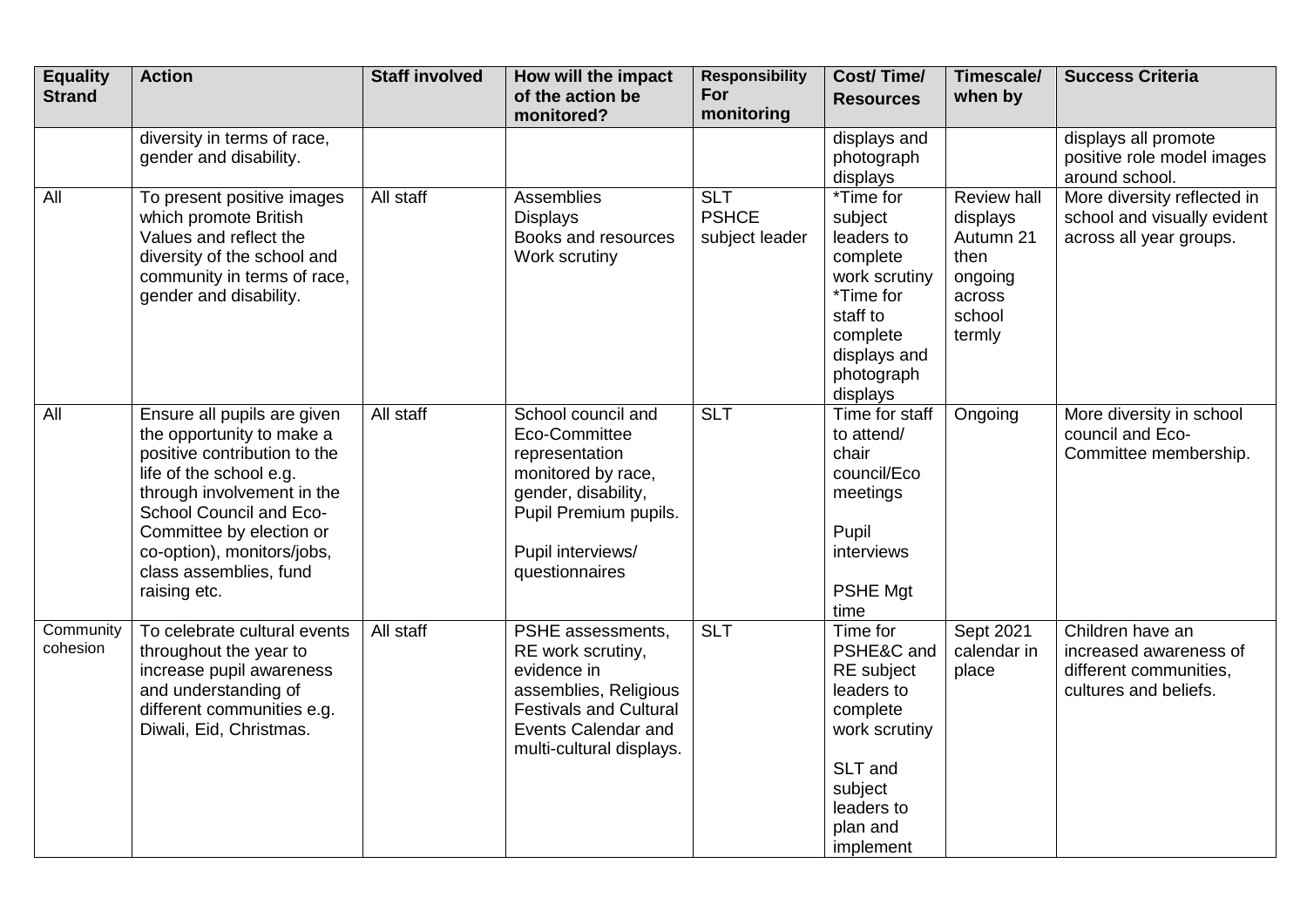| Equality Strand | Action | Staff involved | How will the impact of the action be monitored? | Responsibility For monitoring | Cost/ Time/ Resources | Timescale/ when by | Success Criteria |
|---|---|---|---|---|---|---|---|
| | diversity in terms of race, gender and disability. | | | | displays and photograph displays | | displays all promote positive role model images around school. |
| All | To present positive images which promote British Values and reflect the diversity of the school and community in terms of race, gender and disability. | All staff | Assemblies<br>Displays<br>Books and resources<br>Work scrutiny | SLT<br>PSHCE subject leader | *Time for subject leaders to complete work scrutiny<br>*Time for staff to complete displays and photograph displays | Review hall displays Autumn 21 then ongoing across school termly | More diversity reflected in school and visually evident across all year groups. |
| All | Ensure all pupils are given the opportunity to make a positive contribution to the life of the school e.g. through involvement in the School Council and Eco-Committee by election or co-option), monitors/jobs, class assemblies, fund raising etc. | All staff | School council and Eco-Committee representation monitored by race, gender, disability, Pupil Premium pupils.<br><br>Pupil interviews/ questionnaires | SLT | Time for staff to attend/ chair council/Eco meetings<br><br>Pupil interviews<br><br>PSHE Mgt time | Ongoing | More diversity in school council and Eco-Committee membership. |
| Community cohesion | To celebrate cultural events throughout the year to increase pupil awareness and understanding of different communities e.g. Diwali, Eid, Christmas. | All staff | PSHE assessments, RE work scrutiny, evidence in assemblies, Religious Festivals and Cultural Events Calendar and multi-cultural displays. | SLT | Time for PSHE&C and RE subject leaders to complete work scrutiny<br><br>SLT and subject leaders to plan and implement | Sept 2021 calendar in place | Children have an increased awareness of different communities, cultures and beliefs. |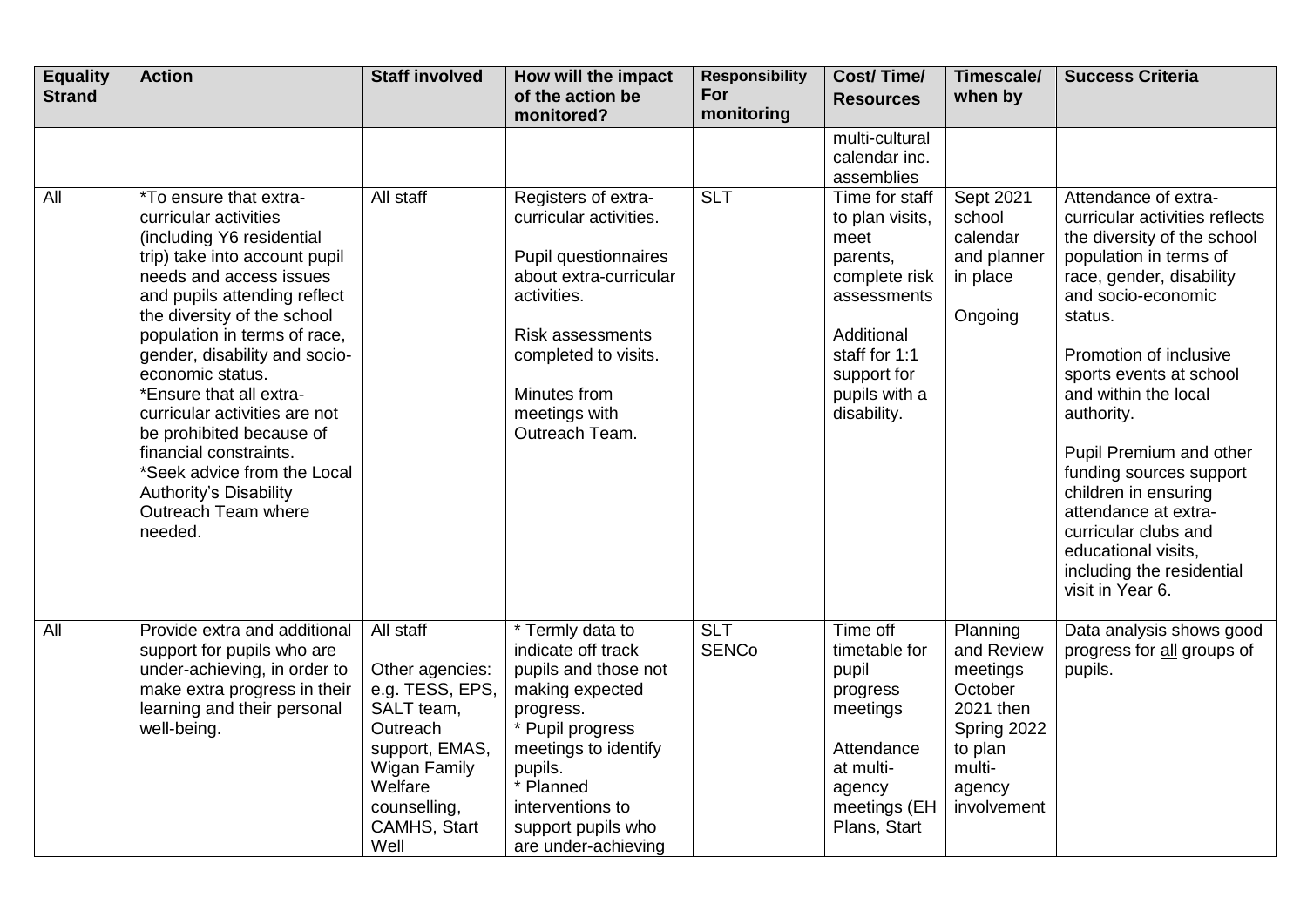| Equality Strand | Action | Staff involved | How will the impact of the action be monitored? | Responsibility For monitoring | Cost/ Time/ Resources | Timescale/ when by | Success Criteria |
|---|---|---|---|---|---|---|---|
| | | | | | multi-cultural calendar inc. assemblies | | |
| All | *To ensure that extra-curricular activities (including Y6 residential trip) take into account pupil needs and access issues and pupils attending reflect the diversity of the school population in terms of race, gender, disability and socio-economic status.<br>*Ensure that all extra-curricular activities are not be prohibited because of financial constraints.<br>*Seek advice from the Local Authority's Disability Outreach Team where needed. | All staff | Registers of extra-curricular activities.<br><br>Pupil questionnaires about extra-curricular activities.<br><br>Risk assessments completed to visits.<br><br>Minutes from meetings with Outreach Team. | SLT | Time for staff to plan visits, meet parents, complete risk assessments<br><br>Additional staff for 1:1 support for pupils with a disability. | Sept 2021 school calendar and planner in place<br><br>Ongoing | Attendance of extra-curricular activities reflects the diversity of the school population in terms of race, gender, disability and socio-economic status.<br><br>Promotion of inclusive sports events at school and within the local authority.<br><br>Pupil Premium and other funding sources support children in ensuring attendance at extra-curricular clubs and educational visits, including the residential visit in Year 6. |
| All | Provide extra and additional support for pupils who are under-achieving, in order to make extra progress in their learning and their personal well-being. | All staff<br><br>Other agencies: e.g. TESS, EPS, SALT team, Outreach support, EMAS, Wigan Family Welfare counselling, CAMHS, Start Well | * Termly data to indicate off track pupils and those not making expected progress.<br>* Pupil progress meetings to identify pupils.<br>* Planned interventions to support pupils who are under-achieving | SLT<br>SENCo | Time off timetable for pupil progress meetings<br><br>Attendance at multi-agency meetings (EH Plans, Start | Planning and Review meetings October 2021 then Spring 2022 to plan multi-agency involvement | Data analysis shows good progress for <u>all</u> groups of pupils. |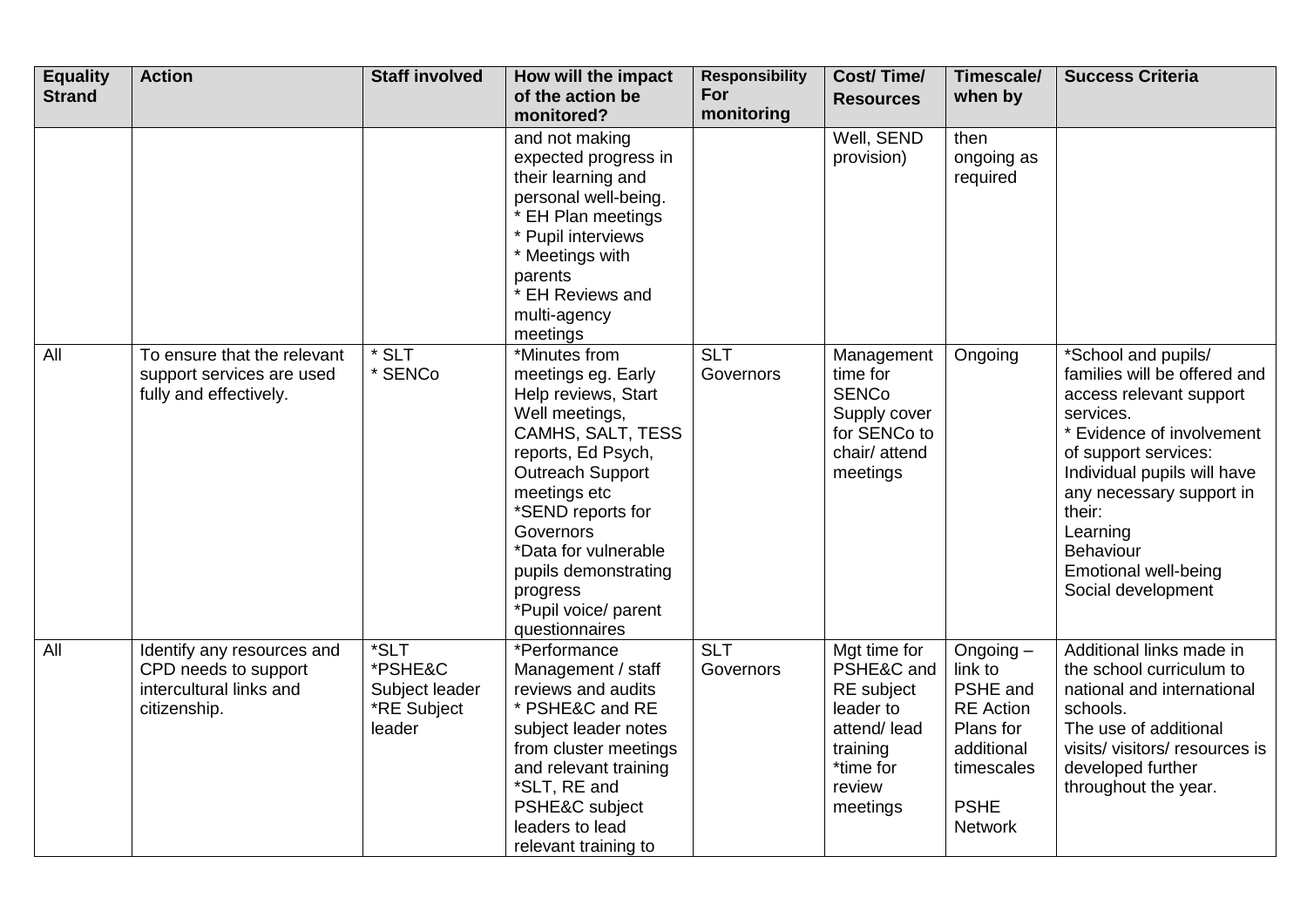| Equality Strand | Action | Staff involved | How will the impact of the action be monitored? | Responsibility For monitoring | Cost/ Time/ Resources | Timescale/ when by | Success Criteria |
| --- | --- | --- | --- | --- | --- | --- | --- |
| | | | and not making expected progress in their learning and personal well-being.<br>* EH Plan meetings<br>* Pupil interviews<br>* Meetings with parents<br>* EH Reviews and multi-agency meetings | | Well, SEND provision) | then ongoing as required | |
| All | To ensure that the relevant support services are used fully and effectively. | * SLT<br>* SENCo | *Minutes from meetings eg. Early Help reviews, Start Well meetings, CAMHS, SALT, TESS reports, Ed Psych, Outreach Support meetings etc<br>*SEND reports for Governors<br>*Data for vulnerable pupils demonstrating progress<br>*Pupil voice/ parent questionnaires | SLT<br>Governors | Management time for SENCo<br>Supply cover for SENCo to chair/ attend meetings | Ongoing | *School and pupils/ families will be offered and access relevant support services.<br>* Evidence of involvement of support services: Individual pupils will have any necessary support in their:<br>Learning<br>Behaviour<br>Emotional well-being<br>Social development |
| All | Identify any resources and CPD needs to support intercultural links and citizenship. | *SLT<br>*PSHE&C Subject leader<br>*RE Subject leader | *Performance Management / staff reviews and audits<br>* PSHE&C and RE subject leader notes from cluster meetings and relevant training<br>*SLT, RE and PSHE&C subject leaders to lead relevant training to | SLT<br>Governors | Mgt time for PSHE&C and RE subject leader to attend/ lead training<br>*time for review meetings | Ongoing – link to PSHE and RE Action Plans for additional timescales<br><br>PSHE Network | Additional links made in the school curriculum to national and international schools.<br>The use of additional visits/ visitors/ resources is developed further throughout the year. |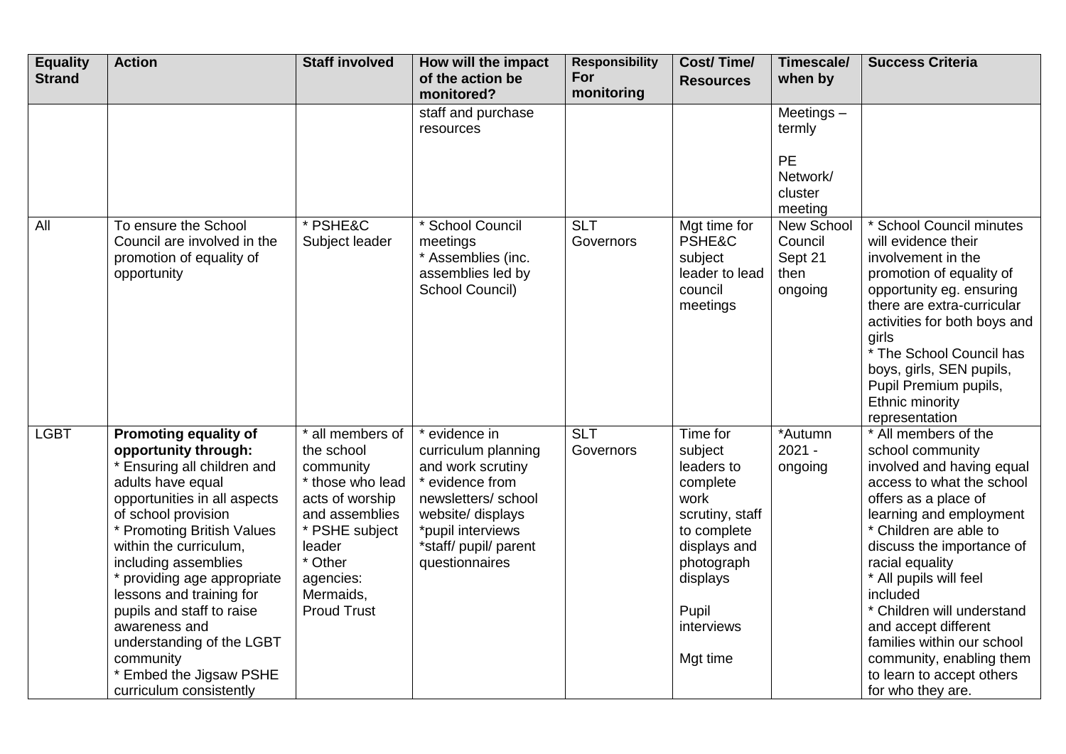| Equality Strand | Action | Staff involved | How will the impact of the action be monitored? | Responsibility For monitoring | Cost/ Time/ Resources | Timescale/ when by | Success Criteria |
|---|---|---|---|---|---|---|---|
| | | | staff and purchase resources | | | Meetings – termly<br><br>PE Network/ cluster meeting | |
| All | To ensure the School Council are involved in the promotion of equality of opportunity | * PSHE&C Subject leader | * School Council meetings<br>* Assemblies (inc. assemblies led by School Council) | SLT<br>Governors | Mgt time for PSHE&C subject leader to lead council meetings | New School Council Sept 21 then ongoing | * School Council minutes will evidence their involvement in the promotion of equality of opportunity eg. ensuring there are extra-curricular activities for both boys and girls<br>* The School Council has boys, girls, SEN pupils, Pupil Premium pupils, Ethnic minority representation |
| LGBT | **Promoting equality of opportunity through:**<br>* Ensuring all children and adults have equal opportunities in all aspects of school provision<br>* Promoting British Values within the curriculum, including assemblies<br>* providing age appropriate lessons and training for pupils and staff to raise awareness and understanding of the LGBT community<br>* Embed the Jigsaw PSHE curriculum consistently | * all members of the school community<br>* those who lead acts of worship and assemblies<br>* PSHE subject leader<br>* Other agencies: Mermaids, Proud Trust | * evidence in curriculum planning and work scrutiny<br>* evidence from newsletters/ school website/ displays<br>*pupil interviews<br>*staff/ pupil/ parent questionnaires | SLT<br>Governors | Time for subject leaders to complete work scrutiny, staff to complete displays and photograph displays<br><br>Pupil interviews<br><br>Mgt time | *Autumn 2021 - ongoing | * All members of the school community involved and having equal access to what the school offers as a place of learning and employment<br>* Children are able to discuss the importance of racial equality<br>* All pupils will feel included<br>* Children will understand and accept different families within our school community, enabling them to learn to accept others for who they are. |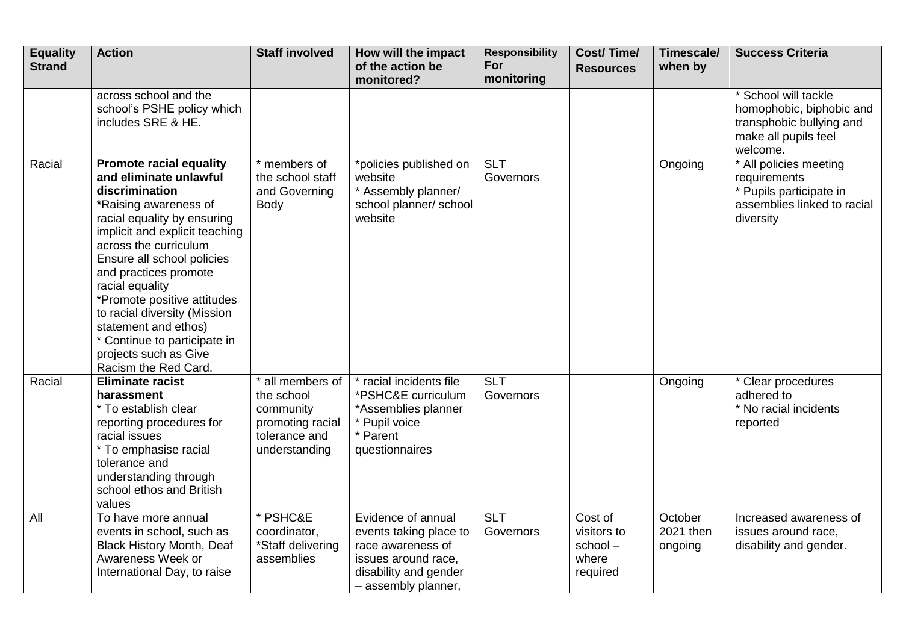| Equality Strand | Action | Staff involved | How will the impact of the action be monitored? | Responsibility For monitoring | Cost/ Time/ Resources | Timescale/ when by | Success Criteria |
|---|---|---|---|---|---|---|---|
| | across school and the school's PSHE policy which includes SRE & HE. | | | | | | * School will tackle homophobic, biphobic and transphobic bullying and make all pupils feel welcome. |
| Racial | **Promote racial equality and eliminate unlawful discrimination** **\***Raising awareness of racial equality by ensuring implicit and explicit teaching across the curriculum Ensure all school policies and practices promote racial equality *Promote positive attitudes to racial diversity (Mission statement and ethos) * Continue to participate in projects such as Give Racism the Red Card. | * members of the school staff and Governing Body | *policies published on website * Assembly planner/ school planner/ school website | SLT Governors | | Ongoing | * All policies meeting requirements * Pupils participate in assemblies linked to racial diversity |
| Racial | **Eliminate racist harassment** * To establish clear reporting procedures for racial issues * To emphasise racial tolerance and understanding through school ethos and British values | * all members of the school community promoting racial tolerance and understanding | * racial incidents file *PSHC&E curriculum *Assemblies planner * Pupil voice * Parent questionnaires | SLT Governors | | Ongoing | * Clear procedures adhered to * No racial incidents reported |
| All | To have more annual events in school, such as Black History Month, Deaf Awareness Week or International Day, to raise | * PSHC&E coordinator, *Staff delivering assemblies | Evidence of annual events taking place to race awareness of issues around race, disability and gender – assembly planner, | SLT Governors | Cost of visitors to school – where required | October 2021 then ongoing | Increased awareness of issues around race, disability and gender. |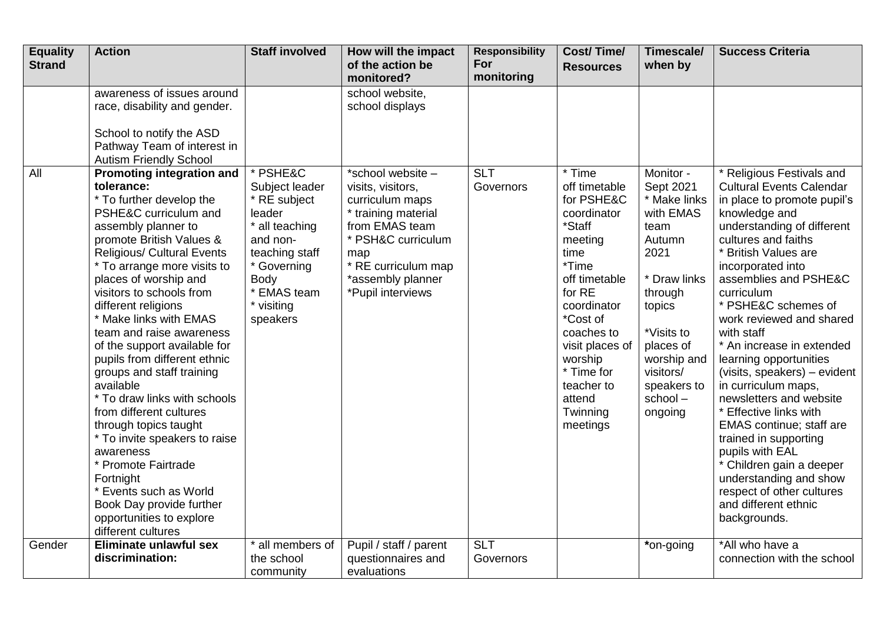| Equality Strand | Action | Staff involved | How will the impact of the action be monitored? | Responsibility For monitoring | Cost/ Time/ Resources | Timescale/ when by | Success Criteria |
|---|---|---|---|---|---|---|---|
| | awareness of issues around race, disability and gender.<br><br>School to notify the ASD Pathway Team of interest in Autism Friendly School | | school website, school displays | | | | |
| All | **Promoting integration and tolerance:**<br>* To further develop the PSHE&C curriculum and assembly planner to promote British Values & Religious/ Cultural Events<br>* To arrange more visits to places of worship and visitors to schools from different religions<br>* Make links with EMAS team and raise awareness of the support available for pupils from different ethnic groups and staff training available<br>* To draw links with schools from different cultures through topics taught<br>* To invite speakers to raise awareness<br>* Promote Fairtrade Fortnight<br>* Events such as World Book Day provide further opportunities to explore different cultures | * PSHE&C Subject leader<br>* RE subject leader<br>* all teaching and non-teaching staff<br>* Governing Body<br>* EMAS team<br>* visiting speakers | *school website – visits, visitors, curriculum maps<br>* training material from EMAS team<br>* PSH&C curriculum map<br>* RE curriculum map<br>*assembly planner<br>*Pupil interviews | SLT<br>Governors | * Time off timetable for PSHE&C coordinator<br>*Staff meeting time<br>*Time off timetable for RE coordinator<br>*Cost of coaches to visit places of worship<br>* Time for teacher to attend Twinning meetings | Monitor - Sept 2021<br>* Make links with EMAS team Autumn 2021<br><br>* Draw links through topics<br><br>*Visits to places of worship and visitors/ speakers to school – ongoing | * Religious Festivals and Cultural Events Calendar in place to promote pupil's knowledge and understanding of different cultures and faiths<br>* British Values are incorporated into assemblies and PSHE&C curriculum<br>* PSHE&C schemes of work reviewed and shared with staff<br>* An increase in extended learning opportunities (visits, speakers) – evident in curriculum maps, newsletters and website<br>* Effective links with EMAS continue; staff are trained in supporting pupils with EAL<br>* Children gain a deeper understanding and show respect of other cultures and different ethnic backgrounds. |
| Gender | **Eliminate unlawful sex discrimination:** | * all members of the school community | Pupil / staff / parent questionnaires and evaluations | SLT<br>Governors | | ***on-going** | *All who have a connection with the school |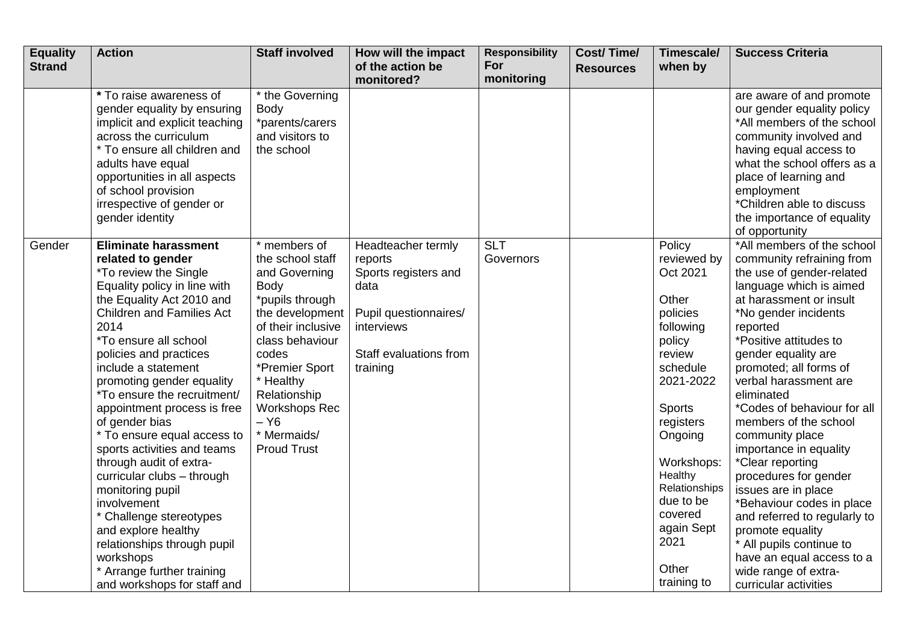| Equality Strand | Action | Staff involved | How will the impact of the action be monitored? | Responsibility For monitoring | Cost/ Time/ Resources | Timescale/ when by | Success Criteria |
|---|---|---|---|---|---|---|---|
| | **\*** To raise awareness of gender equality by ensuring implicit and explicit teaching across the curriculum<br>* To ensure all children and adults have equal opportunities in all aspects of school provision irrespective of gender or gender identity | * the Governing Body<br>*parents/carers and visitors to the school | | | | | are aware of and promote our gender equality policy<br>*All members of the school community involved and having equal access to what the school offers as a place of learning and employment<br>*Children able to discuss the importance of equality of opportunity |
| Gender | **Eliminate harassment related to gender**<br>*To review the Single Equality policy in line with the Equality Act 2010 and Children and Families Act 2014<br>*To ensure all school policies and practices include a statement promoting gender equality<br>*To ensure the recruitment/ appointment process is free of gender bias<br>* To ensure equal access to sports activities and teams through audit of extra-curricular clubs – through monitoring pupil involvement<br>* Challenge stereotypes and explore healthy relationships through pupil workshops<br>* Arrange further training and workshops for staff and | * members of the school staff and Governing Body<br>*pupils through the development of their inclusive class behaviour codes<br>*Premier Sport<br>* Healthy Relationship Workshops Rec – Y6<br>* Mermaids/ Proud Trust | Headteacher termly reports<br>Sports registers and data<br>Pupil questionnaires/ interviews<br>Staff evaluations from training | SLT<br>Governors | | Policy reviewed by Oct 2021<br>Other policies following policy review schedule 2021-2022<br>Sports registers Ongoing<br>Workshops: Healthy Relationships due to be covered again Sept 2021<br>Other training to | *All members of the school community refraining from the use of gender-related language which is aimed at harassment or insult<br>*No gender incidents reported<br>*Positive attitudes to gender equality are promoted; all forms of verbal harassment are eliminated<br>*Codes of behaviour for all members of the school community place importance in equality<br>*Clear reporting procedures for gender issues are in place<br>*Behaviour codes in place and referred to regularly to promote equality<br>* All pupils continue to have an equal access to a wide range of extra-curricular activities |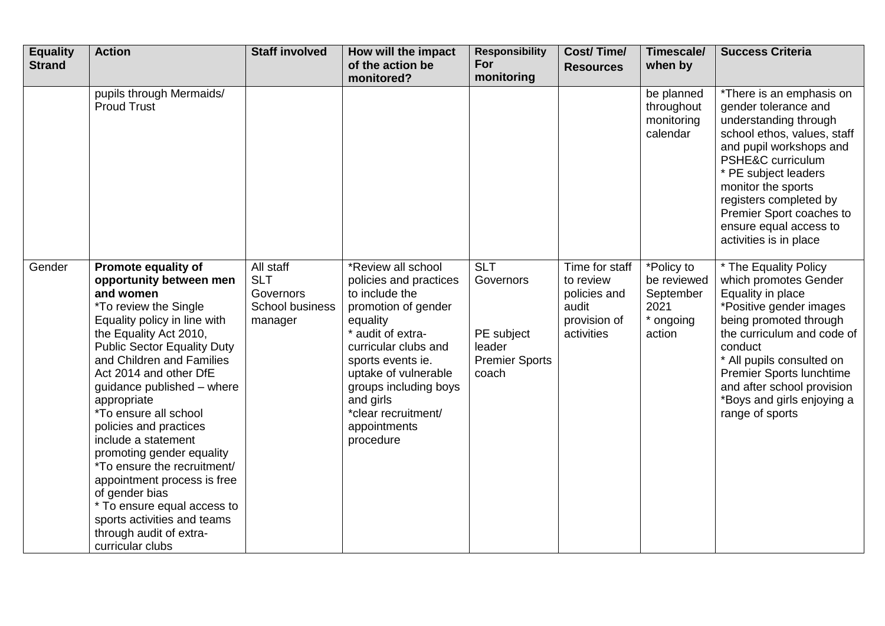| Equality Strand | Action | Staff involved | How will the impact of the action be monitored? | Responsibility For monitoring | Cost/ Time/ Resources | Timescale/ when by | Success Criteria |
|---|---|---|---|---|---|---|---|
| | pupils through Mermaids/ Proud Trust | | | | | be planned throughout monitoring calendar | *There is an emphasis on gender tolerance and understanding through school ethos, values, staff and pupil workshops and PSHE&C curriculum<br>* PE subject leaders monitor the sports registers completed by Premier Sport coaches to ensure equal access to activities is in place |
| Gender | **Promote equality of opportunity between men and women**<br>*To review the Single Equality policy in line with the Equality Act 2010, Public Sector Equality Duty and Children and Families Act 2014 and other DfE guidance published – where appropriate<br>*To ensure all school policies and practices include a statement promoting gender equality<br>*To ensure the recruitment/ appointment process is free of gender bias<br>* To ensure equal access to sports activities and teams through audit of extra-curricular clubs | All staff<br>SLT<br>Governors<br>School business manager | *Review all school policies and practices to include the promotion of gender equality<br>* audit of extra-curricular clubs and sports events ie. uptake of vulnerable groups including boys and girls<br>*clear recruitment/ appointments procedure | SLT<br>Governors<br><br>PE subject leader<br>Premier Sports coach | Time for staff to review policies and audit provision of activities | *Policy to be reviewed September 2021<br>* ongoing action | * The Equality Policy which promotes Gender Equality in place<br>*Positive gender images being promoted through the curriculum and code of conduct<br>* All pupils consulted on Premier Sports lunchtime and after school provision<br>*Boys and girls enjoying a range of sports |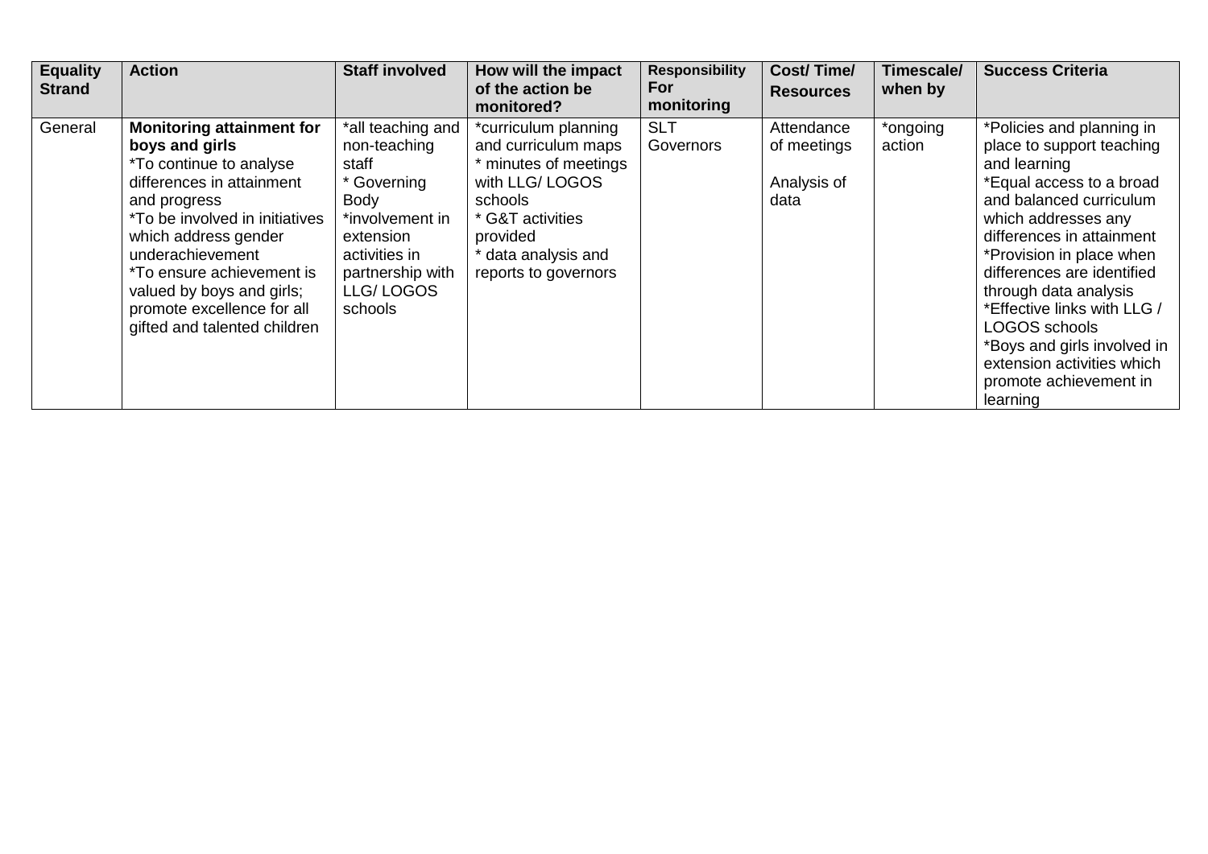| Equality Strand | Action | Staff involved | How will the impact of the action be monitored? | Responsibility For monitoring | Cost/ Time/ Resources | Timescale/ when by | Success Criteria |
|---|---|---|---|---|---|---|---|
| General | **Monitoring attainment for boys and girls**<br>*To continue to analyse differences in attainment and progress<br>*To be involved in initiatives which address gender underachievement<br>*To ensure achievement is valued by boys and girls; promote excellence for all gifted and talented children | *all teaching and non-teaching staff<br>* Governing Body<br>*involvement in extension activities in partnership with LLG/ LOGOS schools | *curriculum planning and curriculum maps<br>* minutes of meetings with LLG/ LOGOS schools<br>* G&T activities provided<br>* data analysis and reports to governors | SLT<br>Governors | Attendance of meetings<br><br>Analysis of data | *ongoing action | *Policies and planning in place to support teaching and learning<br>*Equal access to a broad and balanced curriculum which addresses any differences in attainment<br>*Provision in place when differences are identified through data analysis<br>*Effective links with LLG / LOGOS schools<br>*Boys and girls involved in extension activities which promote achievement in learning |